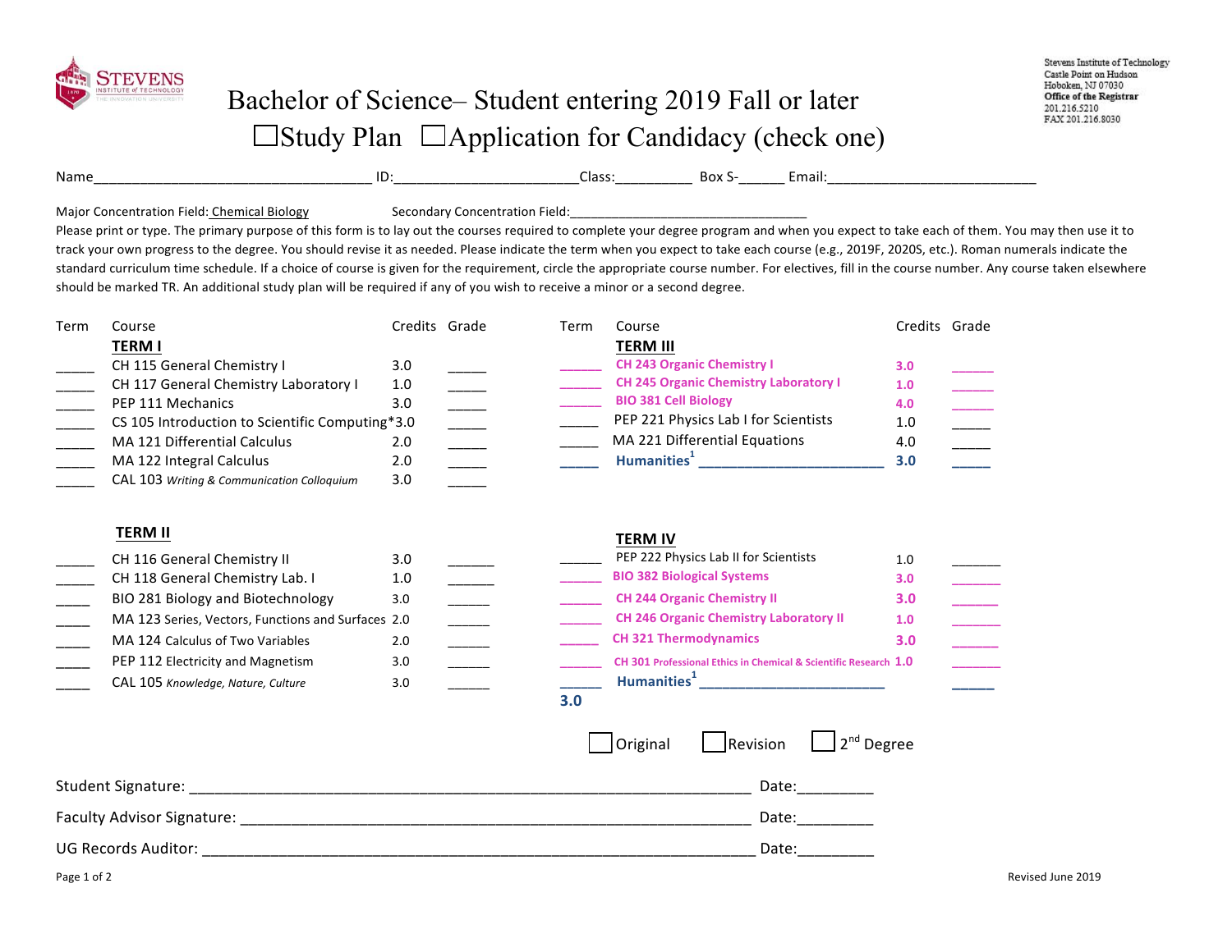Stevens Institute of Technology
Castle Point on Hudson
Hoboken, NJ 07030
**Office of the Registrar**
201.216.5210
FAX 201.216.8030

# Bachelor of Science– Student entering 2019 Fall or later

☐Study Plan ☐Application for Candidacy (check one)

Name___________________________________ ID:________________________Class:__________ Box S-______ Email:____________________________

Major Concentration Field: Chemical Biology Secondary Concentration Field:__________________________________

Please print or type. The primary purpose of this form is to lay out the courses required to complete your degree program and when you expect to take each of them. You may then use it to track your own progress to the degree. You should revise it as needed. Please indicate the term when you expect to take each course (e.g., 2019F, 2020S, etc.). Roman numerals indicate the standard curriculum time schedule. If a choice of course is given for the requirement, circle the appropriate course number. For electives, fill in the course number. Any course taken elsewhere should be marked TR. An additional study plan will be required if any of you wish to receive a minor or a second degree.

| Term | Course | Credits | Grade |
|---|---|---|---|
| | **TERM I** | | |
| _____ | CH 115 General Chemistry I | 3.0 | _____ |
| _____ | CH 117 General Chemistry Laboratory I | 1.0 | _____ |
| _____ | PEP 111 Mechanics | 3.0 | _____ |
| _____ | CS 105 Introduction to Scientific Computing* | 3.0 | _____ |
| _____ | MA 121 Differential Calculus | 2.0 | _____ |
| _____ | MA 122 Integral Calculus | 2.0 | _____ |
| _____ | CAL 103 *Writing & Communication Colloquium* | 3.0 | _____ |
| | **TERM II** | | |
| _____ | CH 116 General Chemistry II | 3.0 | ______ |
| _____ | CH 118 General Chemistry Lab. I | 1.0 | ______ |
| ____ | BIO 281 Biology and Biotechnology | 3.0 | ______ |
| ____ | MA 123 Series, Vectors, Functions and Surfaces | 2.0 | ______ |
| ____ | MA 124 Calculus of Two Variables | 2.0 | ______ |
| ____ | PEP 112 Electricity and Magnetism | 3.0 | ______ |
| ____ | CAL 105 *Knowledge, Nature, Culture* | 3.0 | ______ |

| Term | Course | Credits | Grade |
|---|---|---|---|
| | **TERM III** | | |
| ______ | **CH 243 Organic Chemistry I** | **3.0** | ______ |
| ______ | **CH 245 Organic Chemistry Laboratory I** | **1.0** | ______ |
| ______ | **BIO 381 Cell Biology** | **4.0** | ______ |
| ______ | PEP 221 Physics Lab I for Scientists | 1.0 | _____ |
| ______ | MA 221 Differential Equations | 4.0 | _____ |
| _____ | **Humanities[1]** ________________________ | **3.0** | _____ |
| | **TERM IV** | | |
| ______ | PEP 222 Physics Lab II for Scientists | 1.0 | _______ |
| ______ | **BIO 382 Biological Systems** | **3.0** | _______ |
| ______ | **CH 244 Organic Chemistry II** | **3.0** | ______ |
| ______ | **CH 246 Organic Chemistry Laboratory II** | **1.0** | _______ |
| ______ | **CH 321 Thermodynamics** | **3.0** | _______ |
| ______ | **CH 301 Professional Ethics in Chemical & Scientific Research** | **1.0** | _______ |
| ______ | **Humanities[1]** ________________________ | **3.0** | _____ |

☐Original ☐Revision ☐2nd Degree

Student Signature: ____________________________________________________________________ Date:_________

Faculty Advisor Signature: ______________________________________________________________ Date:_________

UG Records Auditor: ___________________________________________________________________ Date:_________

Revised June 2019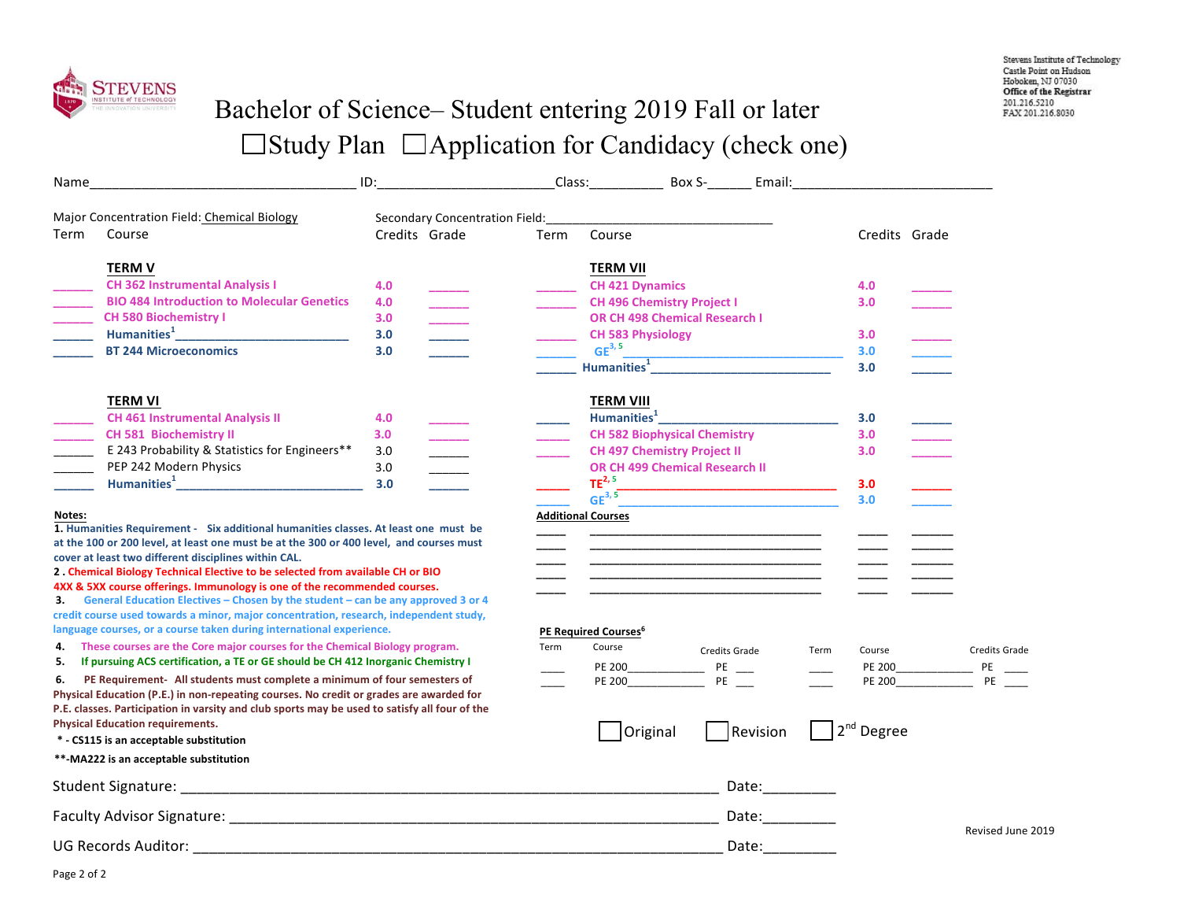Stevens Institute of Technology
Castle Point on Hudson
Hoboken, NJ 07030
**Office of the Registrar**
201.216.5210
FAX 201.216.8030

# Bachelor of Science– Student entering 2019 Fall or later

☐Study Plan ☐Application for Candidacy (check one)

Name____________________________________ ID:________________________Class:__________ Box S-______ Email:____________________________

Major Concentration Field: Chemical Biology

Secondary Concentration Field:_________________________________

| Term | Course | Credits | Grade |
|---|---|---|---|
| | **TERM V** | | |
| ______ | **CH 362 Instrumental Analysis I** | **4.0** | ______ |
| ______ | **BIO 484 Introduction to Molecular Genetics** | **4.0** | ______ |
| ______ | **CH 580 Biochemistry I** | **3.0** | ______ |
| ______ | **Humanities[1]**___________________________ | **3.0** | ______ |
| ______ | **BT 244 Microeconomics** | **3.0** | ______ |
| | **TERM VI** | | |
| ______ | **CH 461 Instrumental Analysis II** | **4.0** | ______ |
| ______ | **CH 581 Biochemistry II** | **3.0** | ______ |
| ______ | E 243 Probability & Statistics for Engineers** | 3.0 | ______ |
| ______ | PEP 242 Modern Physics | 3.0 | ______ |
| ______ | **Humanities[1]**___________________________ | **3.0** | ______ |

| Term | Course | Credits | Grade |
|---|---|---|---|
| | **TERM VII** | | |
| ______ | **CH 421 Dynamics** | **4.0** | ______ |
| ______ | **CH 496 Chemistry Project I** | **3.0** | ______ |
| | **OR CH 498 Chemical Research I** | | |
| ______ | **CH 583 Physiology** | **3.0** | ______ |
| ______ | **GE[3, 5]**___________________________ | **3.0** | ______ |
| ______ | **Humanities[1]**___________________________ | **3.0** | ______ |
| | **TERM VIII** | | |
| ______ | **Humanities[1]**___________________________ | **3.0** | ______ |
| ______ | **CH 582 Biophysical Chemistry** | **3.0** | ______ |
| ______ | **CH 497 Chemistry Project II** | **3.0** | ______ |
| | **OR CH 499 Chemical Research II** | | |
| ______ | **TE[2, 5]**___________________________ | **3.0** | ______ |
| ______ | **GE[3, 5]**___________________________ | **3.0** | ______ |

**Additional Courses**

| Term | Course | Credits | Grade |
|---|---|---|---|
| ____ | ___________________________________ | ____ | ______ |
| ____ | ___________________________________ | ____ | ______ |
| ____ | ___________________________________ | ____ | ______ |
| ____ | ___________________________________ | ____ | ______ |
| ____ | ___________________________________ | ____ | ______ |

**PE Required Courses[6]**

| Term | Course | Credits | Grade | Term | Course | Credits | Grade |
|---|---|---|---|---|---|---|---|
| ____ | PE 200____________ | PE | ___ | ____ | PE 200____________ | PE | ____ |
| ____ | PE 200____________ | PE | ___ | ____ | PE 200____________ | PE | ____ |

**Notes:**

1. **Humanities Requirement - Six additional humanities classes. At least one must be at the 100 or 200 level, at least one must be at the 300 or 400 level, and courses must cover at least two different disciplines within CAL.**
2. **Chemical Biology Technical Elective to be selected from available CH or BIO 4XX & 5XX course offerings. Immunology is one of the recommended courses.**
3. **General Education Electives – Chosen by the student – can be any approved 3 or 4 credit course used towards a minor, major concentration, research, independent study, language courses, or a course taken during international experience.**
4. **These courses are the Core major courses for the Chemical Biology program.**
5. **If pursuing ACS certification, a TE or GE should be CH 412 Inorganic Chemistry I**
6. **PE Requirement- All students must complete a minimum of four semesters of Physical Education (P.E.) in non-repeating courses. No credit or grades are awarded for P.E. classes. Participation in varsity and club sports may be used to satisfy all four of the Physical Education requirements.**

**\* - CS115 is an acceptable substitution**

**\*\*-MA222 is an acceptable substitution**

☐Original ☐Revision ☐2nd Degree

Student Signature: ____________________________________________________________ Date:_________

Faculty Advisor Signature: ______________________________________________________ Date:_________

UG Records Auditor: __________________________________________________________ Date:_________

Revised June 2019